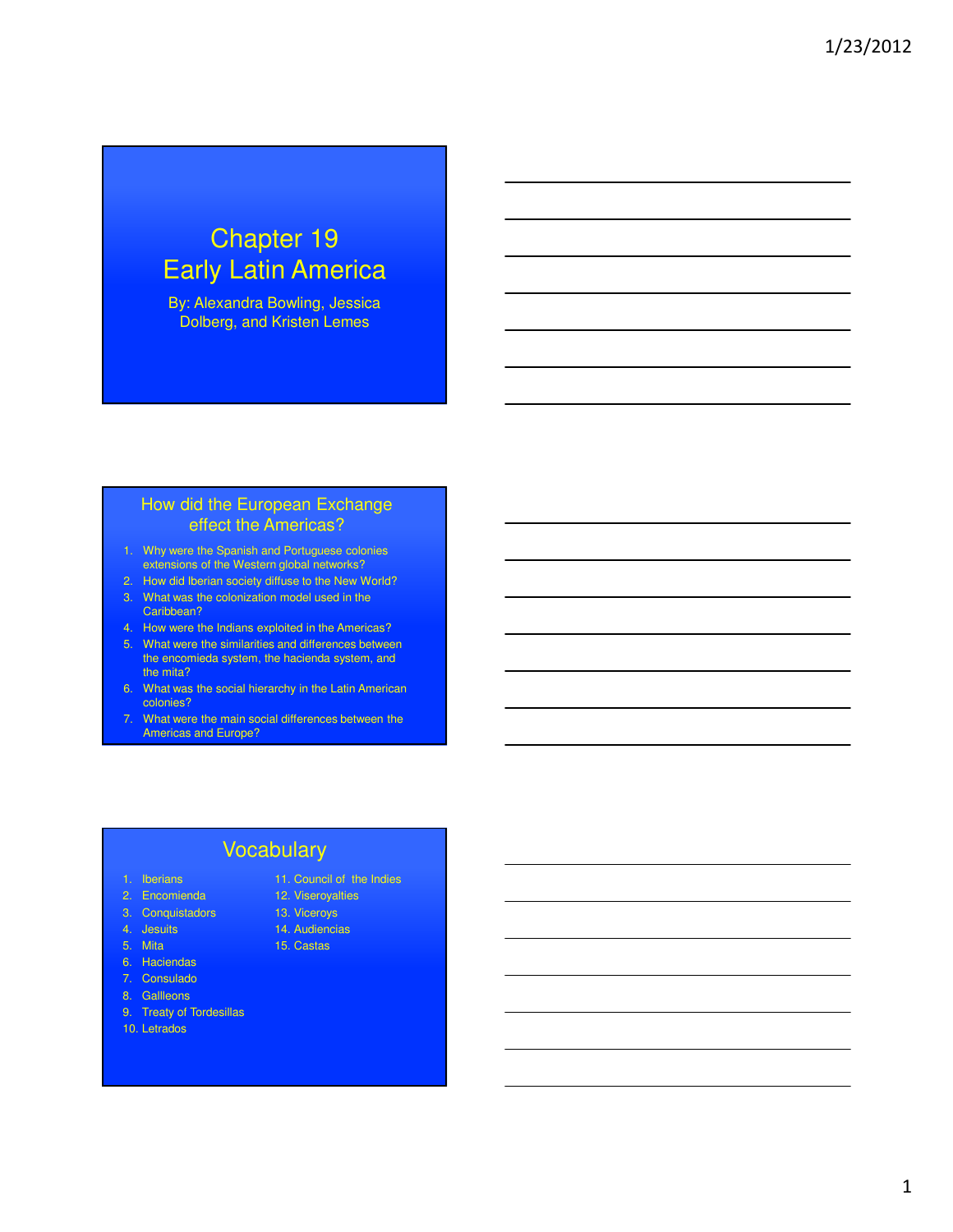# Chapter 19
# Early Latin America

By: Alexandra Bowling, Jessica Dolberg, and Kristen Lemes

## How did the European Exchange effect the Americas?

1. Why were the Spanish and Portuguese colonies extensions of the Western global networks?
2. How did Iberian society diffuse to the New World?
3. What was the colonization model used in the Caribbean?
4. How were the Indians exploited in the Americas?
5. What were the similarities and differences between the encomieda system, the hacienda system, and the mita?
6. What was the social hierarchy in the Latin American colonies?
7. What were the main social differences between the Americas and Europe?

## Vocabulary

1. Iberians
2. Encomienda
3. Conquistadors
4. Jesuits
5. Mita
6. Haciendas
7. Consulado
8. Gallleons
9. Treaty of Tordesillas
10. Letrados
11. Council of the Indies
12. Viseroyalties
13. Viceroys
14. Audiencias
15. Castas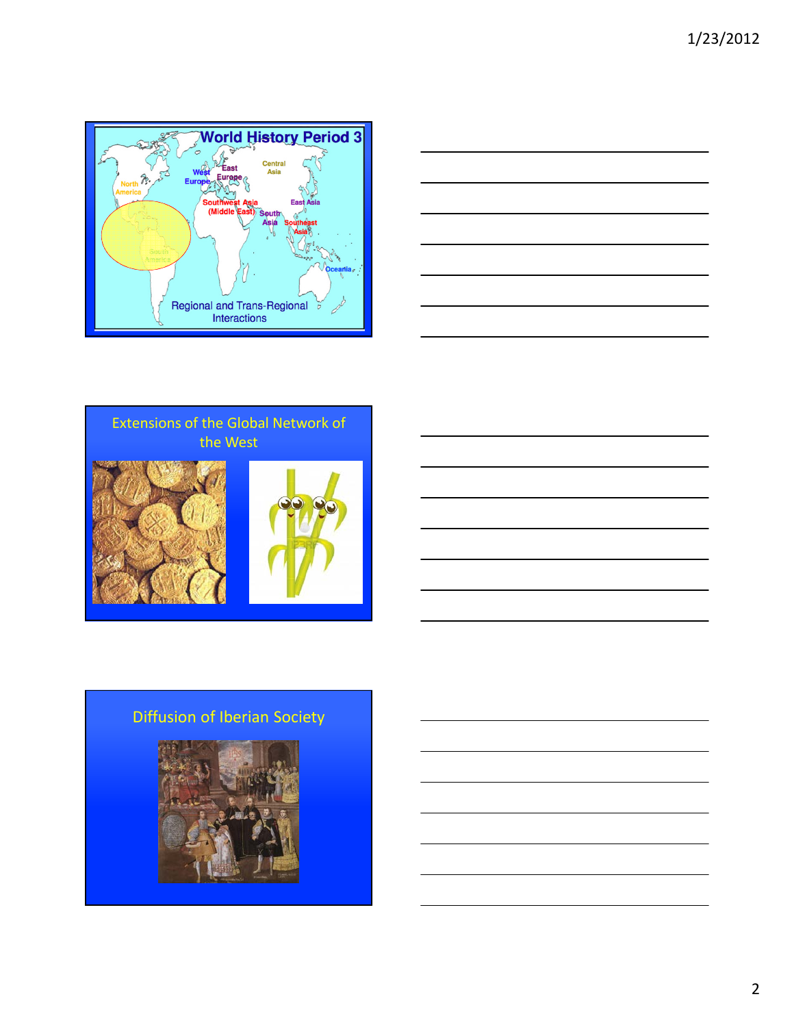## World History Period 3

North America

West Europe

East Europe

Central Asia

Southwest Asia (Middle East)

South Asia

East Asia

Southeast Asia

Oceania

South America

Regional and Trans-Regional Interactions

## Extensions of the Global Network of the West

## Diffusion of Iberian Society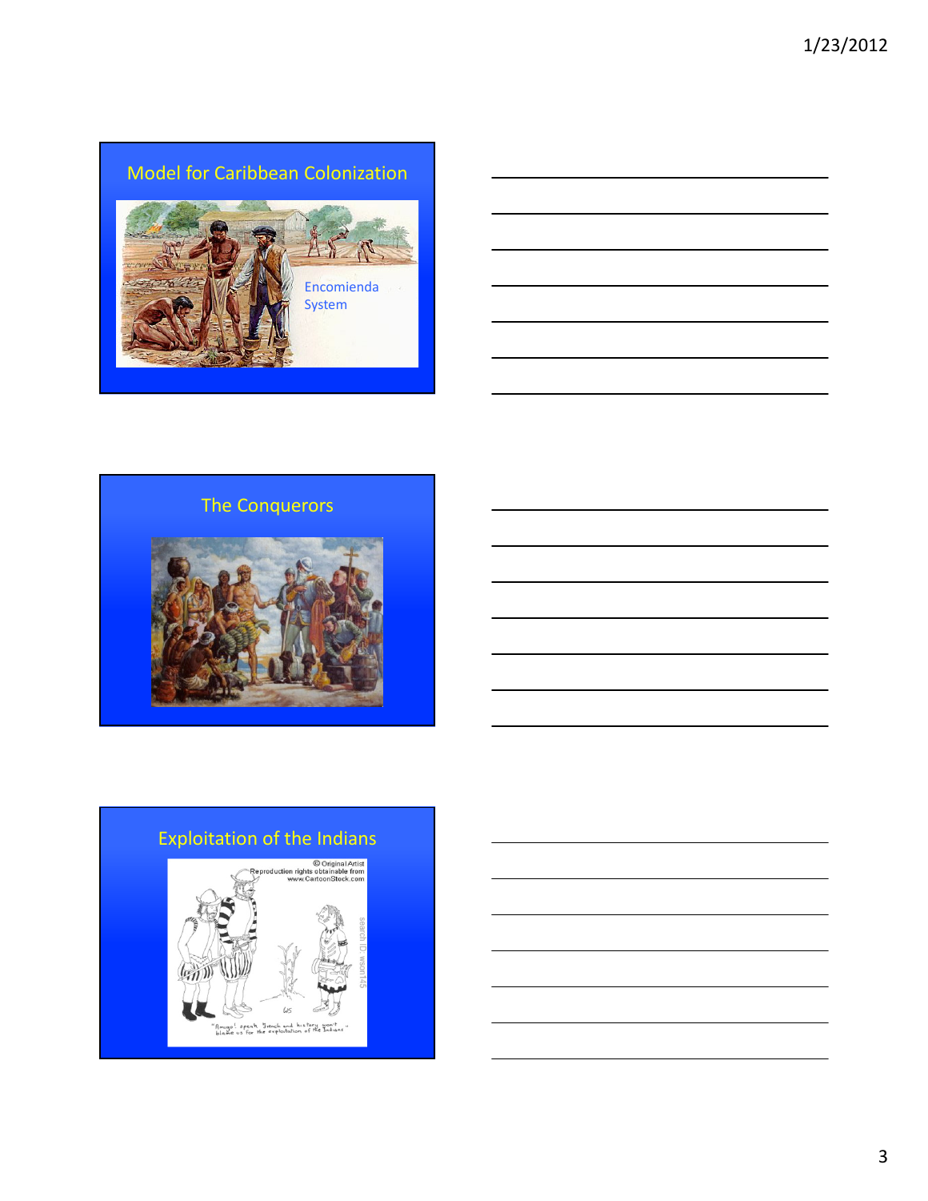## Model for Caribbean Colonization

Encomienda System

## The Conquerors

## Exploitation of the Indians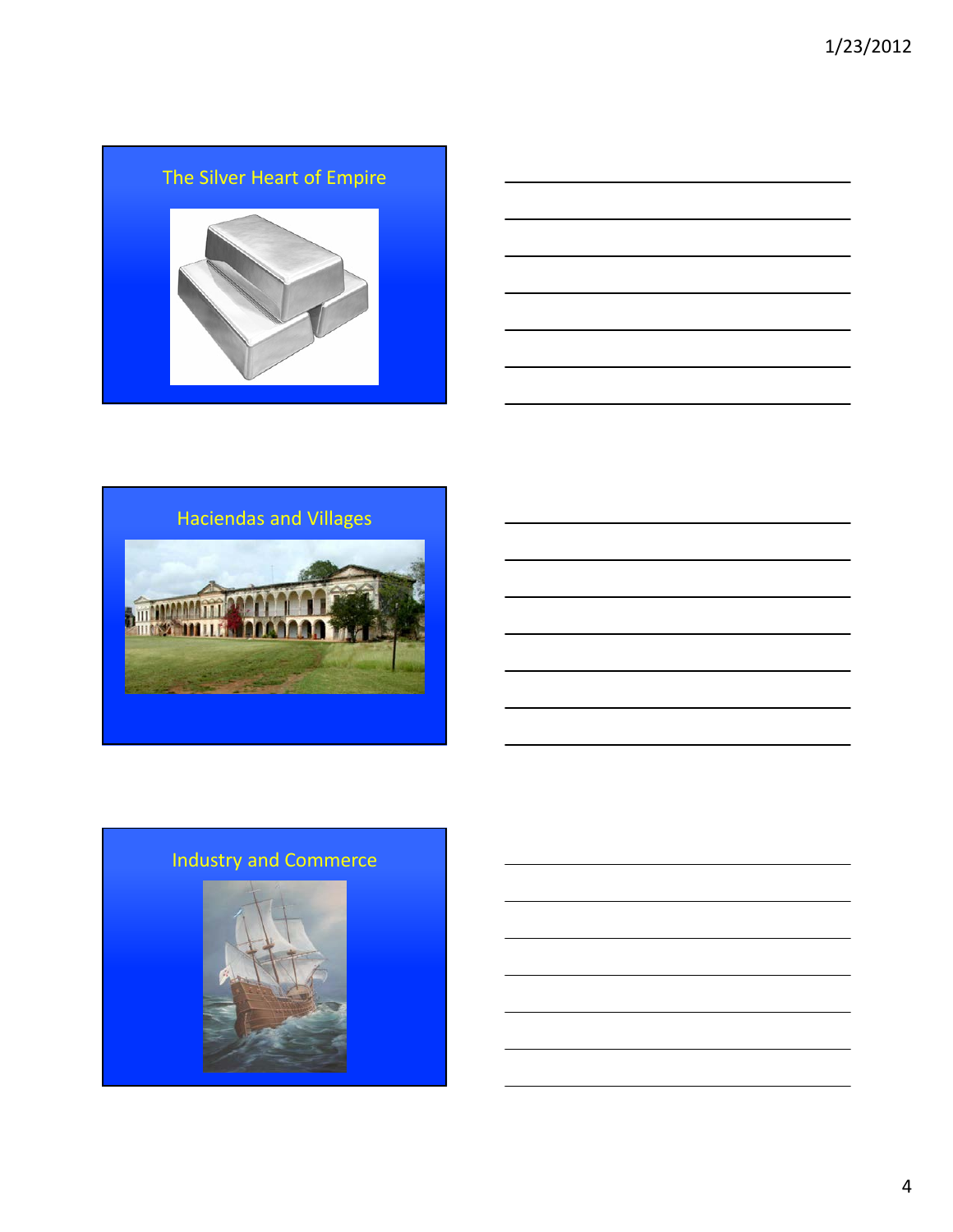## The Silver Heart of Empire

## Haciendas and Villages

## Industry and Commerce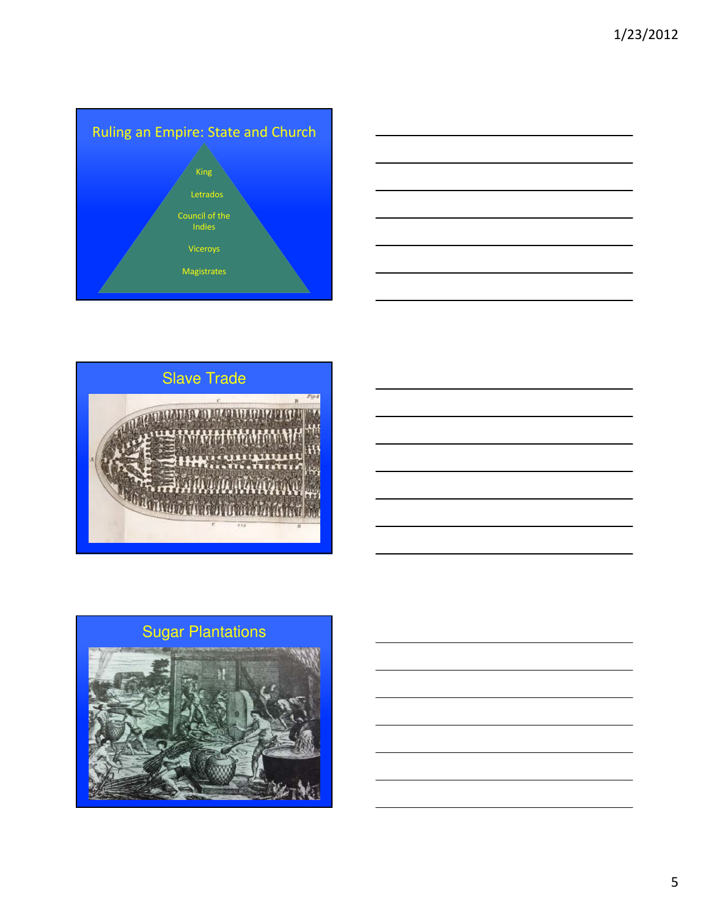## Ruling an Empire: State and Church

- King
- Letrados
- Council of the Indies
- Viceroys
- Magistrates

## Slave Trade

## Sugar Plantations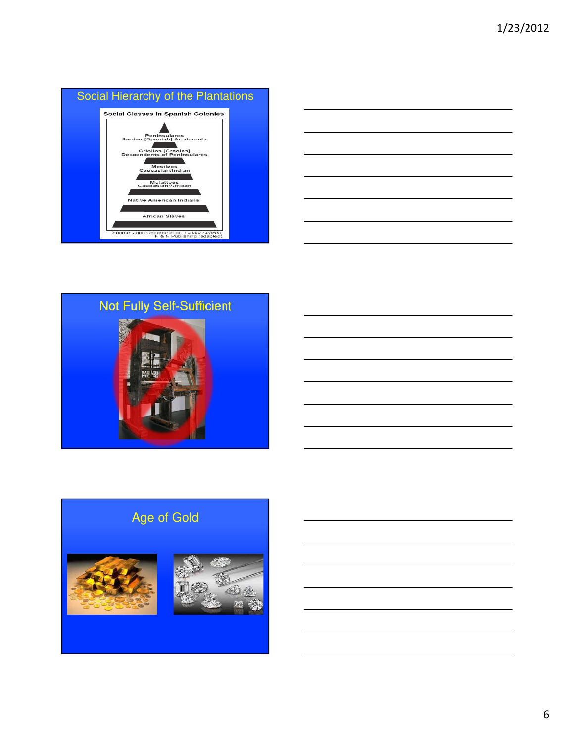## Social Hierarchy of the Plantations

**Social Classes in Spanish Colonies**

- Peninsulares
  Iberian [Spanish] Aristocrats
- Criollos [Creoles]
  Descendents of Peninsulares
- Mestizos
  Caucasian/Indian
- Mulattoes
  Caucasian/African
- Native American Indians
- African Slaves

Source: John Osborne et al., *Global Studies*, N & N Publishing (adapted)

## Not Fully Self-Sufficient

## Age of Gold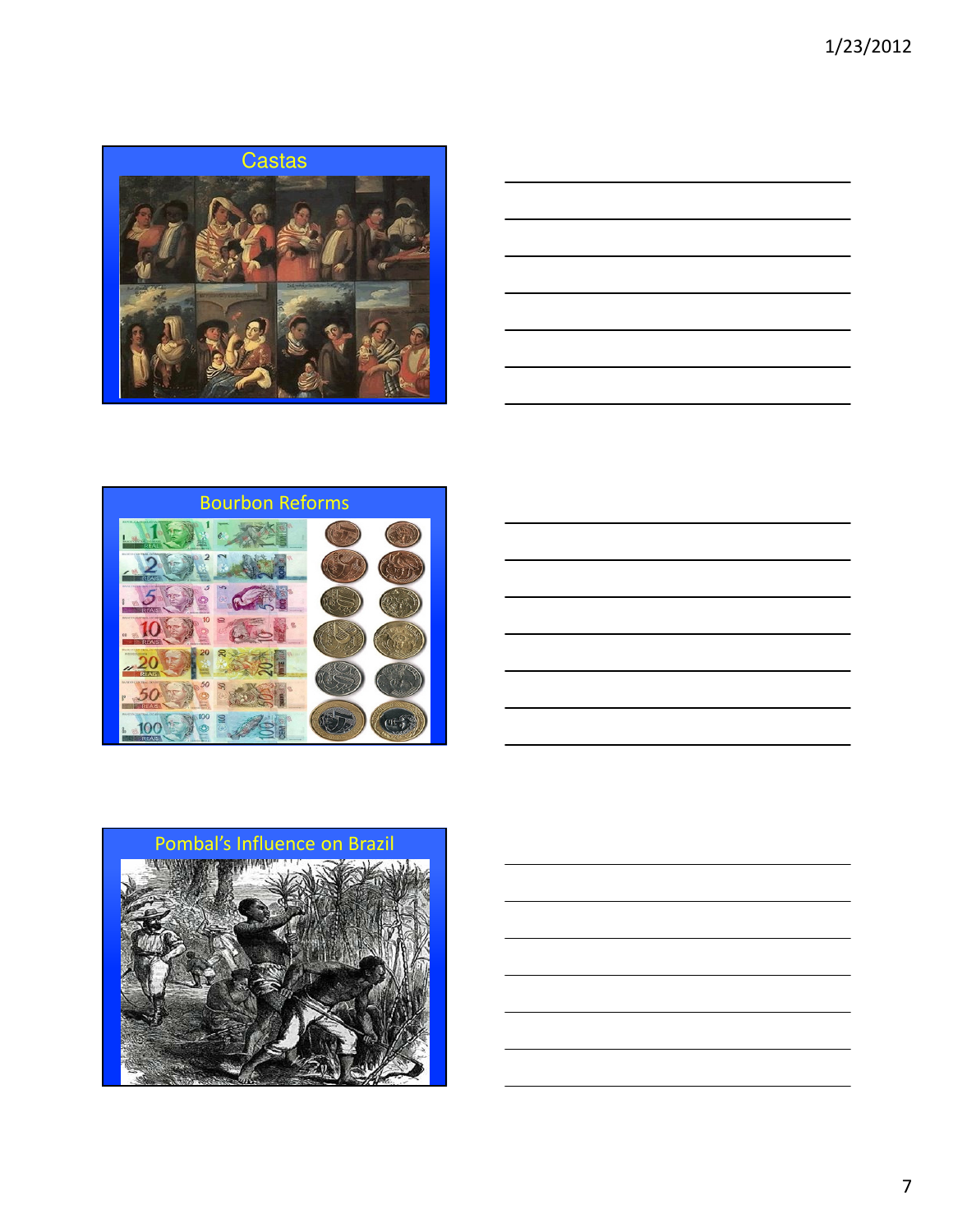## Castas

## Bourbon Reforms

## Pombal's Influence on Brazil